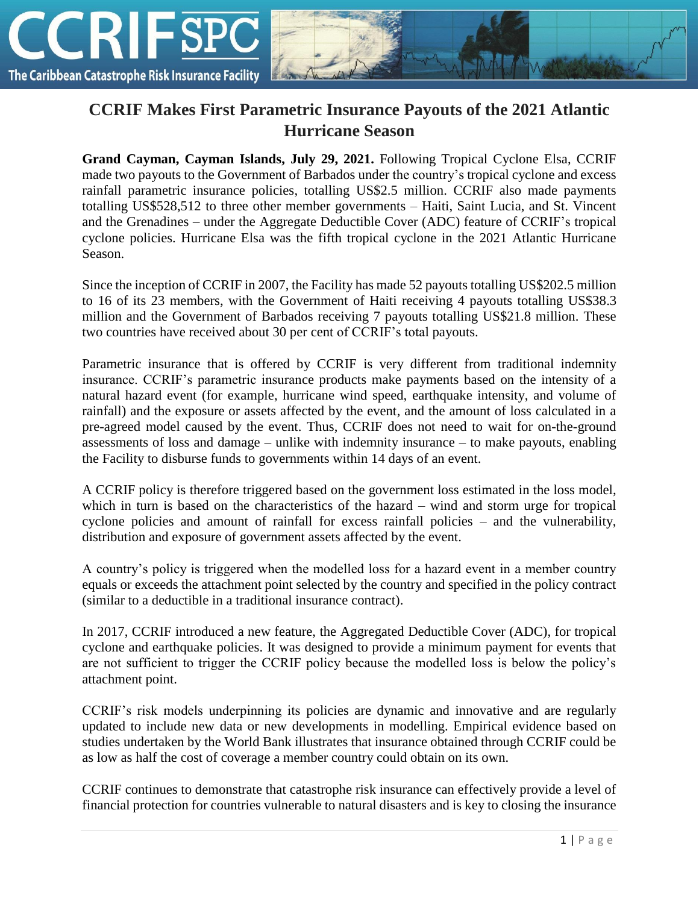# CCRIF Makes First Parametric Insurance Payouts of the 2021 Atlantic Hurricane Season

**Grand Cayman, Cayman Islands, July 29, 2021.** Following Tropical Cyclone Elsa, CCRIF made two payouts to the Government of Barbados under the country's tropical cyclone and excess rainfall parametric insurance policies, totalling US$2.5 million. CCRIF also made payments totalling US$528,512 to three other member governments – Haiti, Saint Lucia, and St. Vincent and the Grenadines – under the Aggregate Deductible Cover (ADC) feature of CCRIF's tropical cyclone policies. Hurricane Elsa was the fifth tropical cyclone in the 2021 Atlantic Hurricane Season.

Since the inception of CCRIF in 2007, the Facility has made 52 payouts totalling US$202.5 million to 16 of its 23 members, with the Government of Haiti receiving 4 payouts totalling US$38.3 million and the Government of Barbados receiving 7 payouts totalling US$21.8 million. These two countries have received about 30 per cent of CCRIF's total payouts.

Parametric insurance that is offered by CCRIF is very different from traditional indemnity insurance. CCRIF's parametric insurance products make payments based on the intensity of a natural hazard event (for example, hurricane wind speed, earthquake intensity, and volume of rainfall) and the exposure or assets affected by the event, and the amount of loss calculated in a pre-agreed model caused by the event. Thus, CCRIF does not need to wait for on-the-ground assessments of loss and damage – unlike with indemnity insurance – to make payouts, enabling the Facility to disburse funds to governments within 14 days of an event.

A CCRIF policy is therefore triggered based on the government loss estimated in the loss model, which in turn is based on the characteristics of the hazard – wind and storm urge for tropical cyclone policies and amount of rainfall for excess rainfall policies – and the vulnerability, distribution and exposure of government assets affected by the event.

A country's policy is triggered when the modelled loss for a hazard event in a member country equals or exceeds the attachment point selected by the country and specified in the policy contract (similar to a deductible in a traditional insurance contract).

In 2017, CCRIF introduced a new feature, the Aggregated Deductible Cover (ADC), for tropical cyclone and earthquake policies. It was designed to provide a minimum payment for events that are not sufficient to trigger the CCRIF policy because the modelled loss is below the policy's attachment point.

CCRIF's risk models underpinning its policies are dynamic and innovative and are regularly updated to include new data or new developments in modelling. Empirical evidence based on studies undertaken by the World Bank illustrates that insurance obtained through CCRIF could be as low as half the cost of coverage a member country could obtain on its own.

CCRIF continues to demonstrate that catastrophe risk insurance can effectively provide a level of financial protection for countries vulnerable to natural disasters and is key to closing the insurance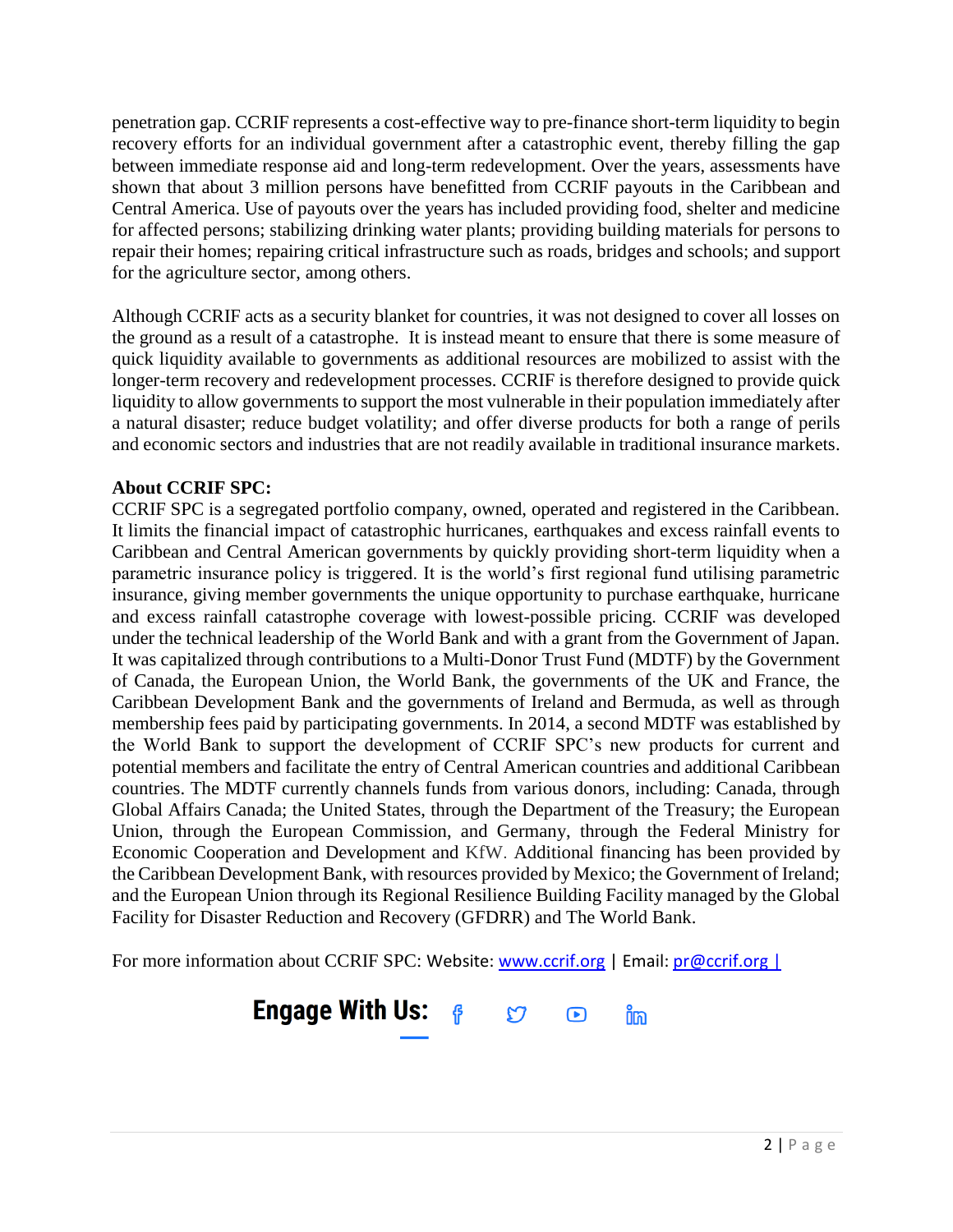penetration gap. CCRIF represents a cost-effective way to pre-finance short-term liquidity to begin recovery efforts for an individual government after a catastrophic event, thereby filling the gap between immediate response aid and long-term redevelopment. Over the years, assessments have shown that about 3 million persons have benefitted from CCRIF payouts in the Caribbean and Central America. Use of payouts over the years has included providing food, shelter and medicine for affected persons; stabilizing drinking water plants; providing building materials for persons to repair their homes; repairing critical infrastructure such as roads, bridges and schools; and support for the agriculture sector, among others.

Although CCRIF acts as a security blanket for countries, it was not designed to cover all losses on the ground as a result of a catastrophe. It is instead meant to ensure that there is some measure of quick liquidity available to governments as additional resources are mobilized to assist with the longer-term recovery and redevelopment processes. CCRIF is therefore designed to provide quick liquidity to allow governments to support the most vulnerable in their population immediately after a natural disaster; reduce budget volatility; and offer diverse products for both a range of perils and economic sectors and industries that are not readily available in traditional insurance markets.

**About CCRIF SPC:**

CCRIF SPC is a segregated portfolio company, owned, operated and registered in the Caribbean. It limits the financial impact of catastrophic hurricanes, earthquakes and excess rainfall events to Caribbean and Central American governments by quickly providing short-term liquidity when a parametric insurance policy is triggered. It is the world's first regional fund utilising parametric insurance, giving member governments the unique opportunity to purchase earthquake, hurricane and excess rainfall catastrophe coverage with lowest-possible pricing. CCRIF was developed under the technical leadership of the World Bank and with a grant from the Government of Japan. It was capitalized through contributions to a Multi-Donor Trust Fund (MDTF) by the Government of Canada, the European Union, the World Bank, the governments of the UK and France, the Caribbean Development Bank and the governments of Ireland and Bermuda, as well as through membership fees paid by participating governments. In 2014, a second MDTF was established by the World Bank to support the development of CCRIF SPC's new products for current and potential members and facilitate the entry of Central American countries and additional Caribbean countries. The MDTF currently channels funds from various donors, including: Canada, through Global Affairs Canada; the United States, through the Department of the Treasury; the European Union, through the European Commission, and Germany, through the Federal Ministry for Economic Cooperation and Development and KfW. Additional financing has been provided by the Caribbean Development Bank, with resources provided by Mexico; the Government of Ireland; and the European Union through its Regional Resilience Building Facility managed by the Global Facility for Disaster Reduction and Recovery (GFDRR) and The World Bank.

For more information about CCRIF SPC: Website: [www.ccrif.org](http://www.ccrif.org) | Email: [pr@ccrif.org](mailto:pr@ccrif.org) |

**Engage With Us:**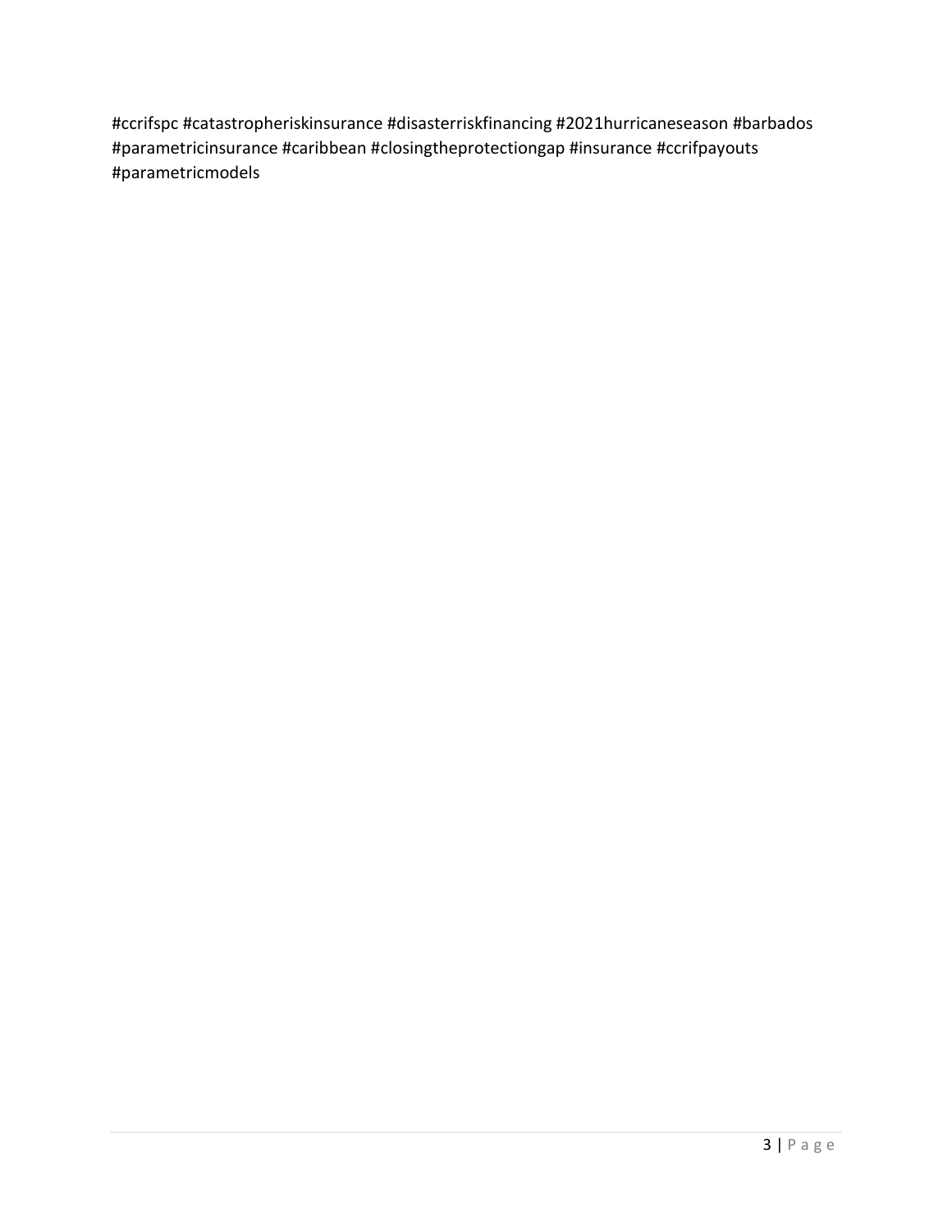#ccrifspc #catastropheriskinsurance #disasterriskfinancing #2021hurricaneseason #barbados #parametricinsurance #caribbean #closingtheprotectiongap #insurance #ccrifpayouts #parametricmodels